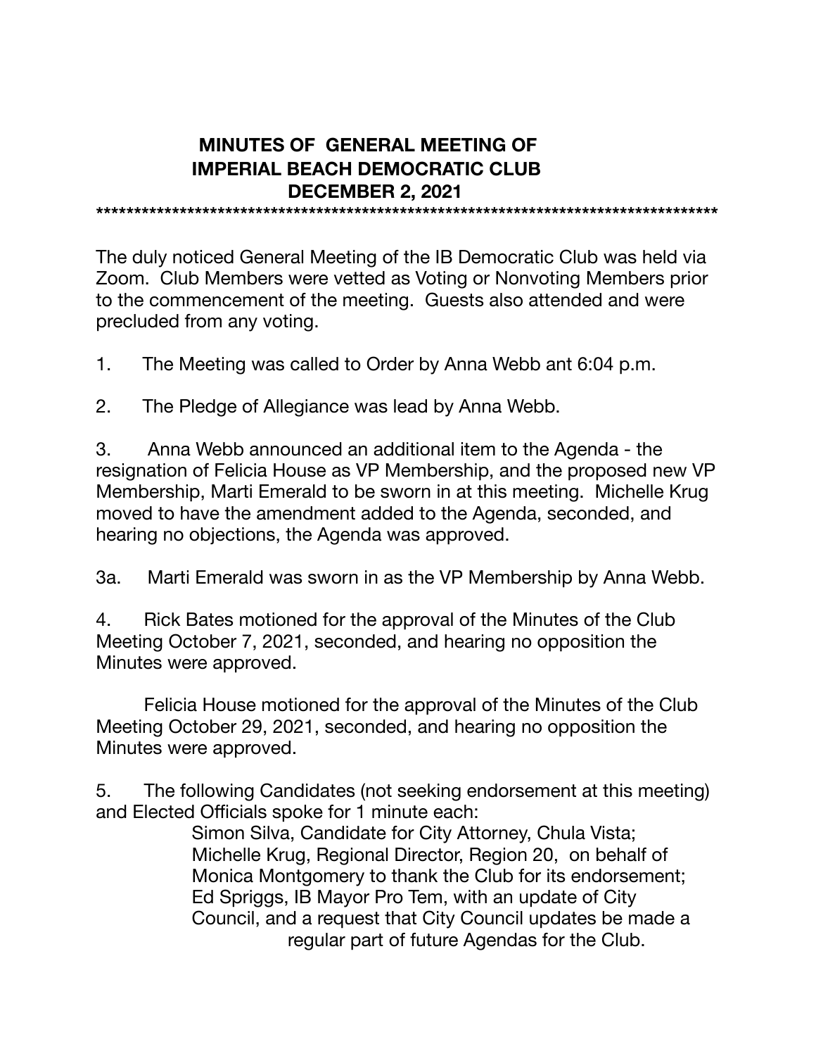# MINUTES OF GENERAL MEETING OF IMPERIAL BEACH DEMOCRATIC CLUB DECEMBER 2, 2021

***********************************************************************************

The duly noticed General Meeting of the IB Democratic Club was held via Zoom. Club Members were vetted as Voting or Nonvoting Members prior to the commencement of the meeting. Guests also attended and were precluded from any voting.

1. The Meeting was called to Order by Anna Webb ant 6:04 p.m.

2. The Pledge of Allegiance was lead by Anna Webb.

3. Anna Webb announced an additional item to the Agenda - the resignation of Felicia House as VP Membership, and the proposed new VP Membership, Marti Emerald to be sworn in at this meeting. Michelle Krug moved to have the amendment added to the Agenda, seconded, and hearing no objections, the Agenda was approved.

3a. Marti Emerald was sworn in as the VP Membership by Anna Webb.

4. Rick Bates motioned for the approval of the Minutes of the Club Meeting October 7, 2021, seconded, and hearing no opposition the Minutes were approved.

Felicia House motioned for the approval of the Minutes of the Club Meeting October 29, 2021, seconded, and hearing no opposition the Minutes were approved.

5. The following Candidates (not seeking endorsement at this meeting) and Elected Officials spoke for 1 minute each:

Simon Silva, Candidate for City Attorney, Chula Vista;
Michelle Krug, Regional Director, Region 20, on behalf of Monica Montgomery to thank the Club for its endorsement;
Ed Spriggs, IB Mayor Pro Tem, with an update of City Council, and a request that City Council updates be made a regular part of future Agendas for the Club.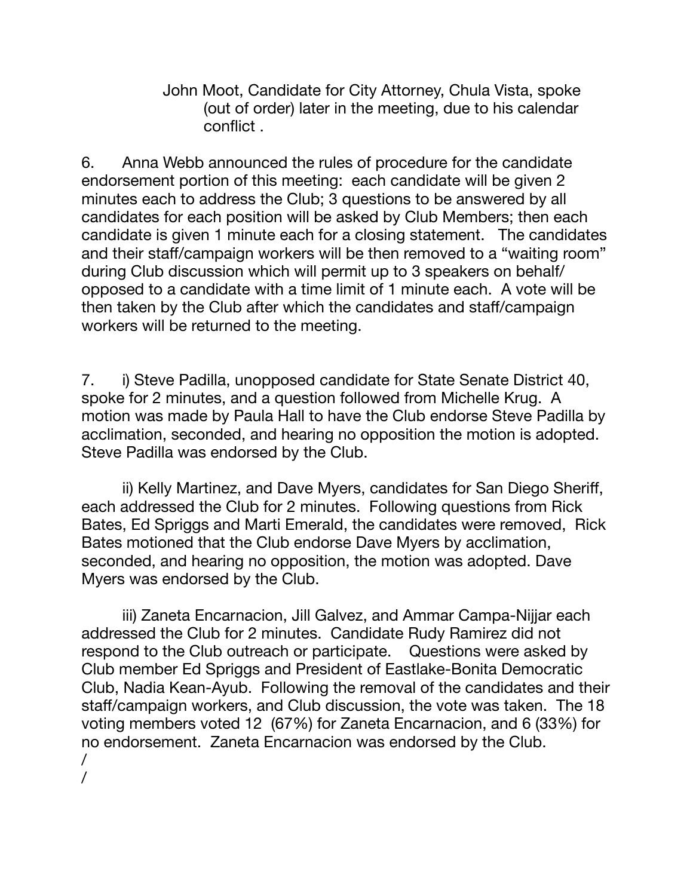John Moot, Candidate for City Attorney, Chula Vista, spoke (out of order) later in the meeting, due to his calendar conflict .

6. Anna Webb announced the rules of procedure for the candidate endorsement portion of this meeting: each candidate will be given 2 minutes each to address the Club; 3 questions to be answered by all candidates for each position will be asked by Club Members; then each candidate is given 1 minute each for a closing statement. The candidates and their staff/campaign workers will be then removed to a “waiting room” during Club discussion which will permit up to 3 speakers on behalf/ opposed to a candidate with a time limit of 1 minute each. A vote will be then taken by the Club after which the candidates and staff/campaign workers will be returned to the meeting.

7. i) Steve Padilla, unopposed candidate for State Senate District 40, spoke for 2 minutes, and a question followed from Michelle Krug. A motion was made by Paula Hall to have the Club endorse Steve Padilla by acclimation, seconded, and hearing no opposition the motion is adopted. Steve Padilla was endorsed by the Club.

ii) Kelly Martinez, and Dave Myers, candidates for San Diego Sheriff, each addressed the Club for 2 minutes. Following questions from Rick Bates, Ed Spriggs and Marti Emerald, the candidates were removed, Rick Bates motioned that the Club endorse Dave Myers by acclimation, seconded, and hearing no opposition, the motion was adopted. Dave Myers was endorsed by the Club.

iii) Zaneta Encarnacion, Jill Galvez, and Ammar Campa-Nijjar each addressed the Club for 2 minutes. Candidate Rudy Ramirez did not respond to the Club outreach or participate. Questions were asked by Club member Ed Spriggs and President of Eastlake-Bonita Democratic Club, Nadia Kean-Ayub. Following the removal of the candidates and their staff/campaign workers, and Club discussion, the vote was taken. The 18 voting members voted 12 (67%) for Zaneta Encarnacion, and 6 (33%) for no endorsement. Zaneta Encarnacion was endorsed by the Club.

/

/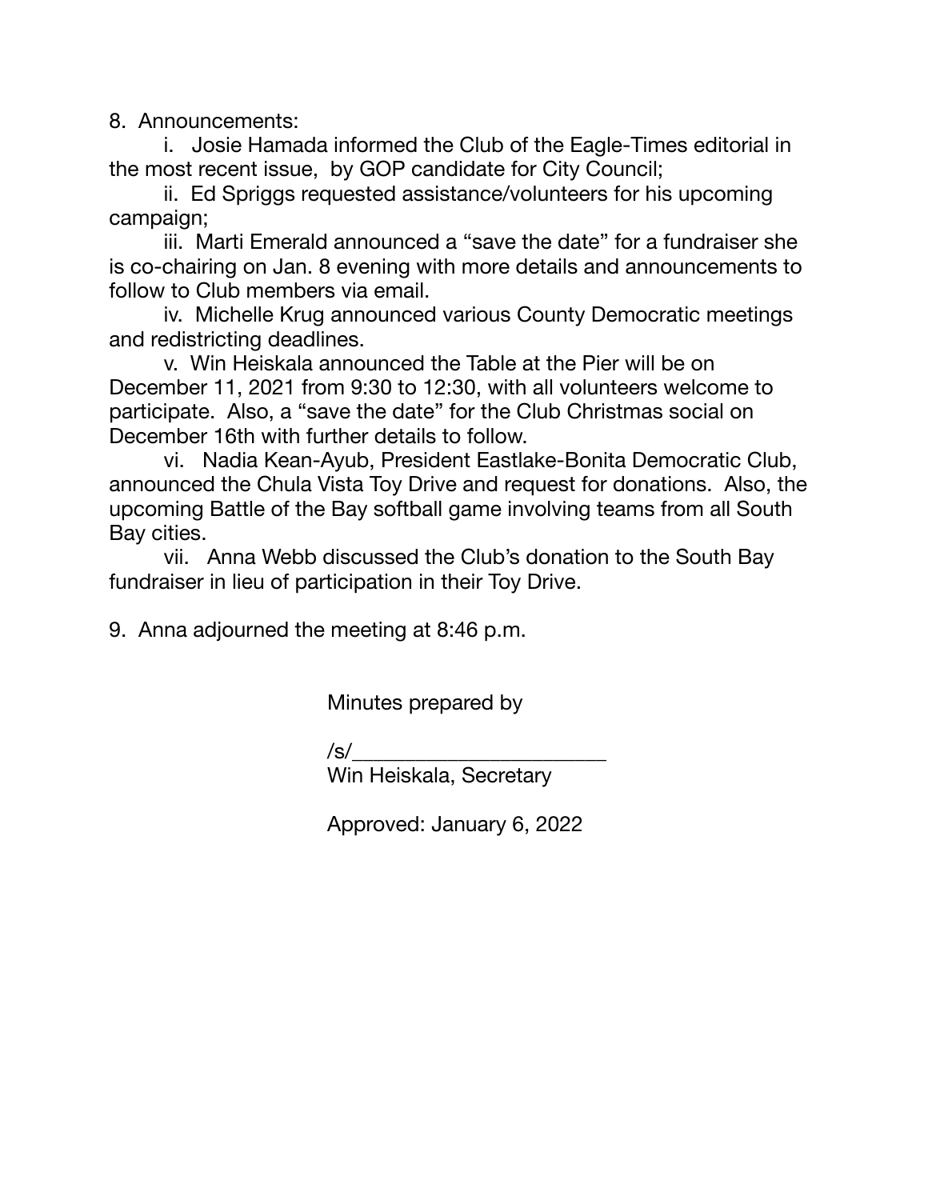8. Announcements:

i. Josie Hamada informed the Club of the Eagle-Times editorial in the most recent issue, by GOP candidate for City Council;

ii. Ed Spriggs requested assistance/volunteers for his upcoming campaign;

iii. Marti Emerald announced a "save the date" for a fundraiser she is co-chairing on Jan. 8 evening with more details and announcements to follow to Club members via email.

iv. Michelle Krug announced various County Democratic meetings and redistricting deadlines.

v. Win Heiskala announced the Table at the Pier will be on December 11, 2021 from 9:30 to 12:30, with all volunteers welcome to participate. Also, a "save the date" for the Club Christmas social on December 16th with further details to follow.

vi. Nadia Kean-Ayub, President Eastlake-Bonita Democratic Club, announced the Chula Vista Toy Drive and request for donations. Also, the upcoming Battle of the Bay softball game involving teams from all South Bay cities.

vii. Anna Webb discussed the Club's donation to the South Bay fundraiser in lieu of participation in their Toy Drive.

9. Anna adjourned the meeting at 8:46 p.m.

Minutes prepared by

/s/______________________

Win Heiskala, Secretary

Approved: January 6, 2022